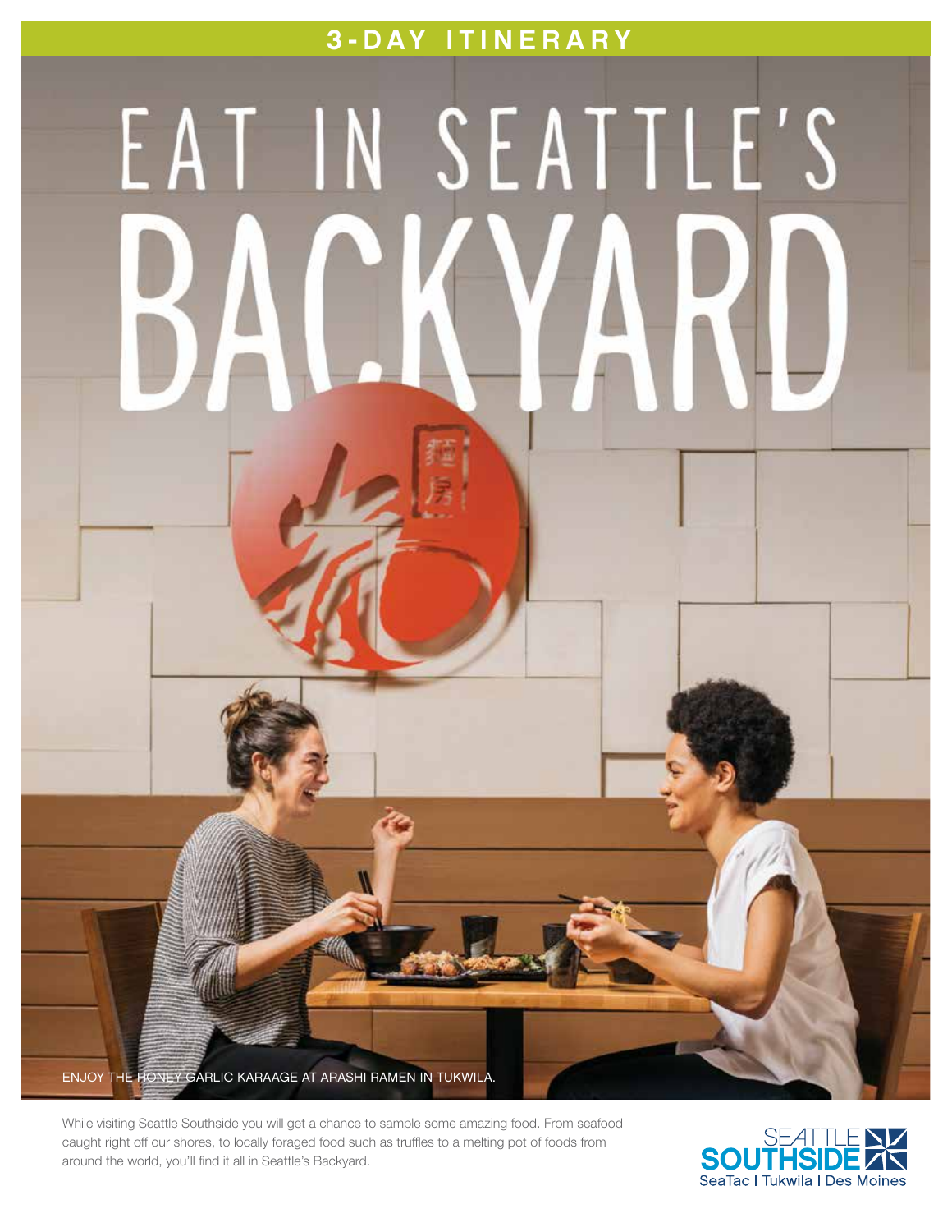## 3-DAY ITINERARY

# EAT IN SEATTLE'S BACKYARD

ENJOY THE HONEY GARLIC KARAAGE AT ARASHI RAMEN IN TUKWILA.

While visiting Seattle Southside you will get a chance to sample some amazing food. From seafood caught right off our shores, to locally foraged food such as truffles to a melting pot of foods from around the world, you'll find it all in Seattle's Backyard.

SEATTLE SOUTHSIDE
SeaTac | Tukwila | Des Moines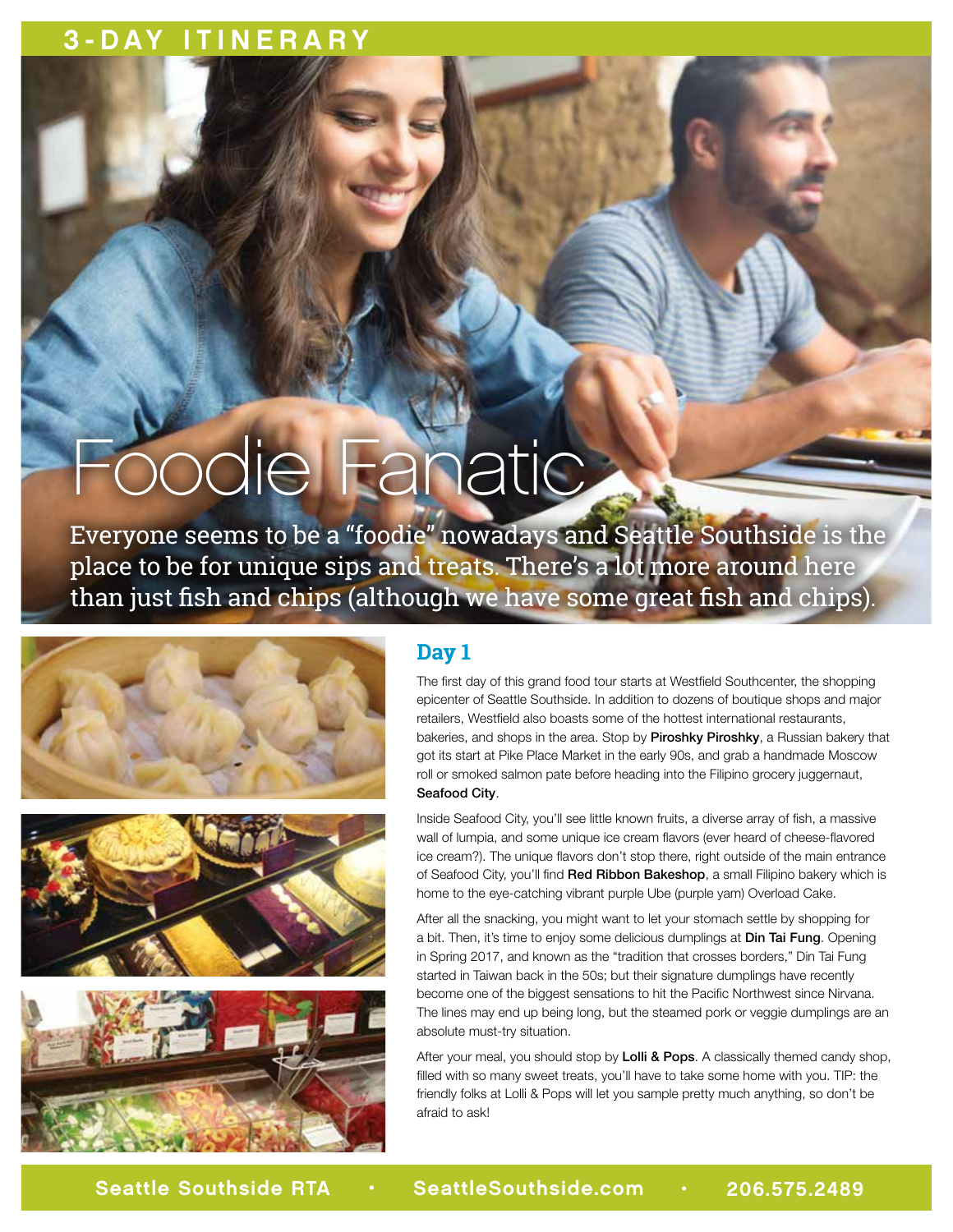3-DAY ITINERARY

# Foodie Fanatic

Everyone seems to be a "foodie" nowadays and Seattle Southside is the place to be for unique sips and treats. There's a lot more around here than just fish and chips (although we have some great fish and chips).

## Day 1

The first day of this grand food tour starts at Westfield Southcenter, the shopping epicenter of Seattle Southside. In addition to dozens of boutique shops and major retailers, Westfield also boasts some of the hottest international restaurants, bakeries, and shops in the area. Stop by **Piroshky Piroshky**, a Russian bakery that got its start at Pike Place Market in the early 90s, and grab a handmade Moscow roll or smoked salmon pate before heading into the Filipino grocery juggernaut, **Seafood City**.

Inside Seafood City, you'll see little known fruits, a diverse array of fish, a massive wall of lumpia, and some unique ice cream flavors (ever heard of cheese-flavored ice cream?). The unique flavors don't stop there, right outside of the main entrance of Seafood City, you'll find **Red Ribbon Bakeshop**, a small Filipino bakery which is home to the eye-catching vibrant purple Ube (purple yam) Overload Cake.

After all the snacking, you might want to let your stomach settle by shopping for a bit. Then, it's time to enjoy some delicious dumplings at **Din Tai Fung**. Opening in Spring 2017, and known as the "tradition that crosses borders," Din Tai Fung started in Taiwan back in the 50s; but their signature dumplings have recently become one of the biggest sensations to hit the Pacific Northwest since Nirvana. The lines may end up being long, but the steamed pork or veggie dumplings are an absolute must-try situation.

After your meal, you should stop by **Lolli & Pops**. A classically themed candy shop, filled with so many sweet treats, you'll have to take some home with you. TIP: the friendly folks at Lolli & Pops will let you sample pretty much anything, so don't be afraid to ask!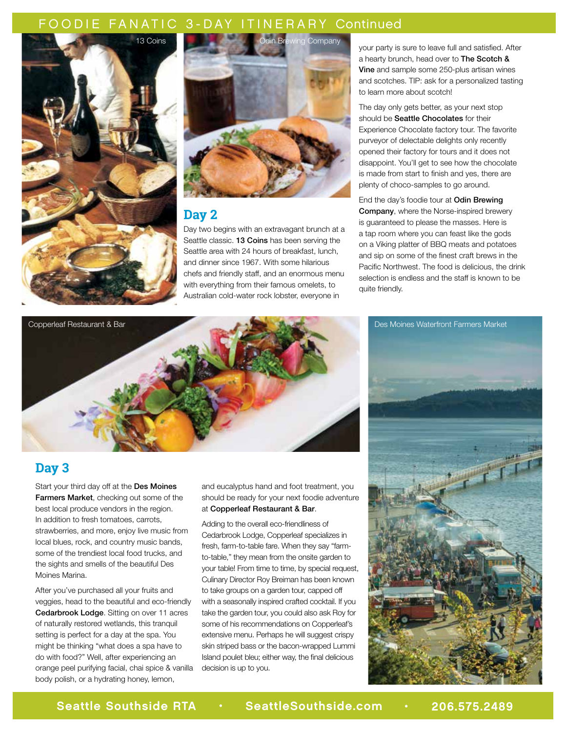# FOODIE FANATIC 3-DAY ITINERARY Continued

13 Coins

Odin Brewing Company

## Day 2

Day two begins with an extravagant brunch at a Seattle classic. **13 Coins** has been serving the Seattle area with 24 hours of breakfast, lunch, and dinner since 1967. With some hilarious chefs and friendly staff, and an enormous menu with everything from their famous omelets, to Australian cold-water rock lobster, everyone in your party is sure to leave full and satisfied. After a hearty brunch, head over to **The Scotch & Vine** and sample some 250-plus artisan wines and scotches. TIP: ask for a personalized tasting to learn more about scotch!

The day only gets better, as your next stop should be **Seattle Chocolates** for their Experience Chocolate factory tour. The favorite purveyor of delectable delights only recently opened their factory for tours and it does not disappoint. You'll get to see how the chocolate is made from start to finish and yes, there are plenty of choco-samples to go around.

End the day's foodie tour at **Odin Brewing Company**, where the Norse-inspired brewery is guaranteed to please the masses. Here is a tap room where you can feast like the gods on a Viking platter of BBQ meats and potatoes and sip on some of the finest craft brews in the Pacific Northwest. The food is delicious, the drink selection is endless and the staff is known to be quite friendly.

Copperleaf Restaurant & Bar

Des Moines Waterfront Farmers Market

## Day 3

Start your third day off at the **Des Moines Farmers Market**, checking out some of the best local produce vendors in the region. In addition to fresh tomatoes, carrots, strawberries, and more, enjoy live music from local blues, rock, and country music bands, some of the trendiest local food trucks, and the sights and smells of the beautiful Des Moines Marina.

After you've purchased all your fruits and veggies, head to the beautiful and eco-friendly **Cedarbrook Lodge**. Sitting on over 11 acres of naturally restored wetlands, this tranquil setting is perfect for a day at the spa. You might be thinking "what does a spa have to do with food?" Well, after experiencing an orange peel purifying facial, chai spice & vanilla body polish, or a hydrating honey, lemon, and eucalyptus hand and foot treatment, you should be ready for your next foodie adventure at **Copperleaf Restaurant & Bar**.

Adding to the overall eco-friendliness of Cedarbrook Lodge, Copperleaf specializes in fresh, farm-to-table fare. When they say "farm-to-table," they mean from the onsite garden to your table! From time to time, by special request, Culinary Director Roy Breiman has been known to take groups on a garden tour, capped off with a seasonally inspired crafted cocktail. If you take the garden tour, you could also ask Roy for some of his recommendations on Copperleaf's extensive menu. Perhaps he will suggest crispy skin striped bass or the bacon-wrapped Lummi Island poulet bleu; either way, the final delicious decision is up to you.

Seattle Southside RTA • SeattleSouthside.com • 206.575.2489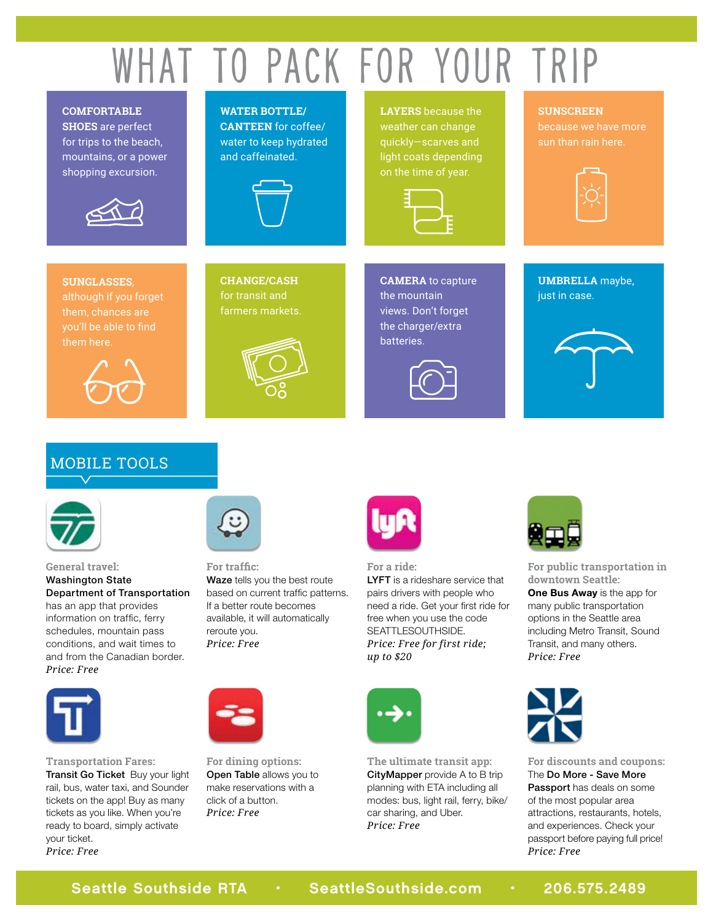# WHAT TO PACK FOR YOUR TRIP

**COMFORTABLE SHOES** are perfect for trips to the beach, mountains, or a power shopping excursion.

**WATER BOTTLE/ CANTEEN** for coffee/ water to keep hydrated and caffeinated.

**LAYERS** because the weather can change quickly—scarves and light coats depending on the time of year.

**SUNSCREEN** because we have more sun than rain here.

**SUNGLASSES**, although if you forget them, chances are you'll be able to find them here.

**CHANGE/CASH** for transit and farmers markets.

**CAMERA** to capture the mountain views. Don't forget the charger/extra batteries.

**UMBRELLA** maybe, just in case.

## MOBILE TOOLS

**General travel:**
**Washington State Department of Transportation** has an app that provides information on traffic, ferry schedules, mountain pass conditions, and wait times to and from the Canadian border.
*Price: Free*

**For traffic:**
**Waze** tells you the best route based on current traffic patterns. If a better route becomes available, it will automatically reroute you.
*Price: Free*

**For a ride:**
**LYFT** is a rideshare service that pairs drivers with people who need a ride. Get your first ride for free when you use the code SEATTLESOUTHSIDE.
*Price: Free for first ride; up to $20*

**For public transportation in downtown Seattle:**
**One Bus Away** is the app for many public transportation options in the Seattle area including Metro Transit, Sound Transit, and many others.
*Price: Free*

**Transportation Fares:**
**Transit Go Ticket** Buy your light rail, bus, water taxi, and Sounder tickets on the app! Buy as many tickets as you like. When you're ready to board, simply activate your ticket.
*Price: Free*

**For dining options:**
**Open Table** allows you to make reservations with a click of a button.
*Price: Free*

**The ultimate transit app:**
**CityMapper** provide A to B trip planning with ETA including all modes: bus, light rail, ferry, bike/ car sharing, and Uber.
*Price: Free*

**For discounts and coupons:**
The **Do More - Save More Passport** has deals on some of the most popular area attractions, restaurants, hotels, and experiences. Check your passport before paying full price!
*Price: Free*

**Seattle Southside RTA • SeattleSouthside.com • 206.575.2489**